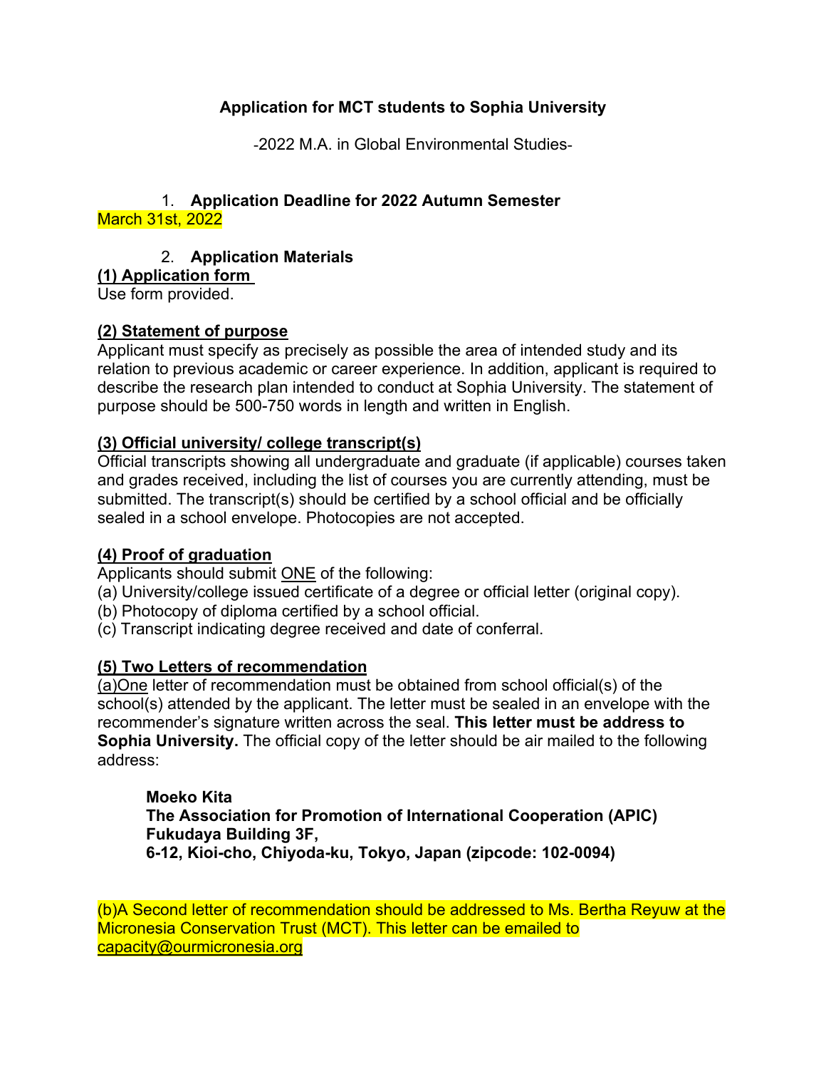**Application for MCT students to Sophia University**

-2022 M.A. in Global Environmental Studies-

1. **Application Deadline for 2022 Autumn Semester**

March 31st, 2022

2. **Application Materials**

**(1) Application form**

Use form provided.

**(2) Statement of purpose**

Applicant must specify as precisely as possible the area of intended study and its relation to previous academic or career experience. In addition, applicant is required to describe the research plan intended to conduct at Sophia University. The statement of purpose should be 500-750 words in length and written in English.

**(3) Official university/ college transcript(s)**

Official transcripts showing all undergraduate and graduate (if applicable) courses taken and grades received, including the list of courses you are currently attending, must be submitted. The transcript(s) should be certified by a school official and be officially sealed in a school envelope. Photocopies are not accepted.

**(4) Proof of graduation**

Applicants should submit ONE of the following:

(a) University/college issued certificate of a degree or official letter (original copy).
(b) Photocopy of diploma certified by a school official.
(c) Transcript indicating degree received and date of conferral.

**(5) Two Letters of recommendation**

(a)One letter of recommendation must be obtained from school official(s) of the school(s) attended by the applicant. The letter must be sealed in an envelope with the recommender's signature written across the seal. **This letter must be address to Sophia University.** The official copy of the letter should be air mailed to the following address:

> **Moeko Kita**
> **The Association for Promotion of International Cooperation (APIC)**
> **Fukudaya Building 3F,**
> **6-12, Kioi-cho, Chiyoda-ku, Tokyo, Japan (zipcode: 102-0094)**

(b)A Second letter of recommendation should be addressed to Ms. Bertha Reyuw at the Micronesia Conservation Trust (MCT). This letter can be emailed to capacity@ourmicronesia.org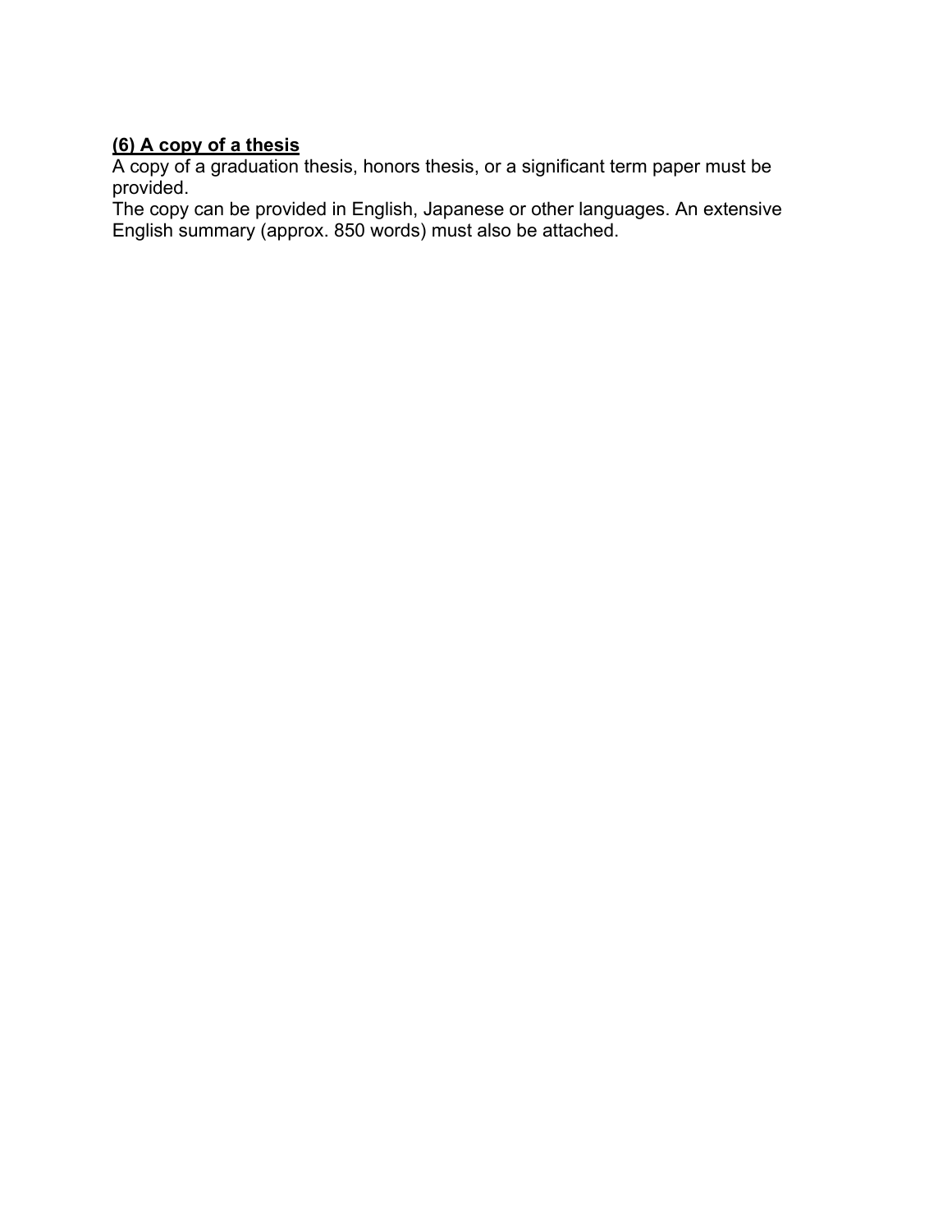**(6) A copy of a thesis**

A copy of a graduation thesis, honors thesis, or a significant term paper must be provided.

The copy can be provided in English, Japanese or other languages. An extensive English summary (approx. 850 words) must also be attached.